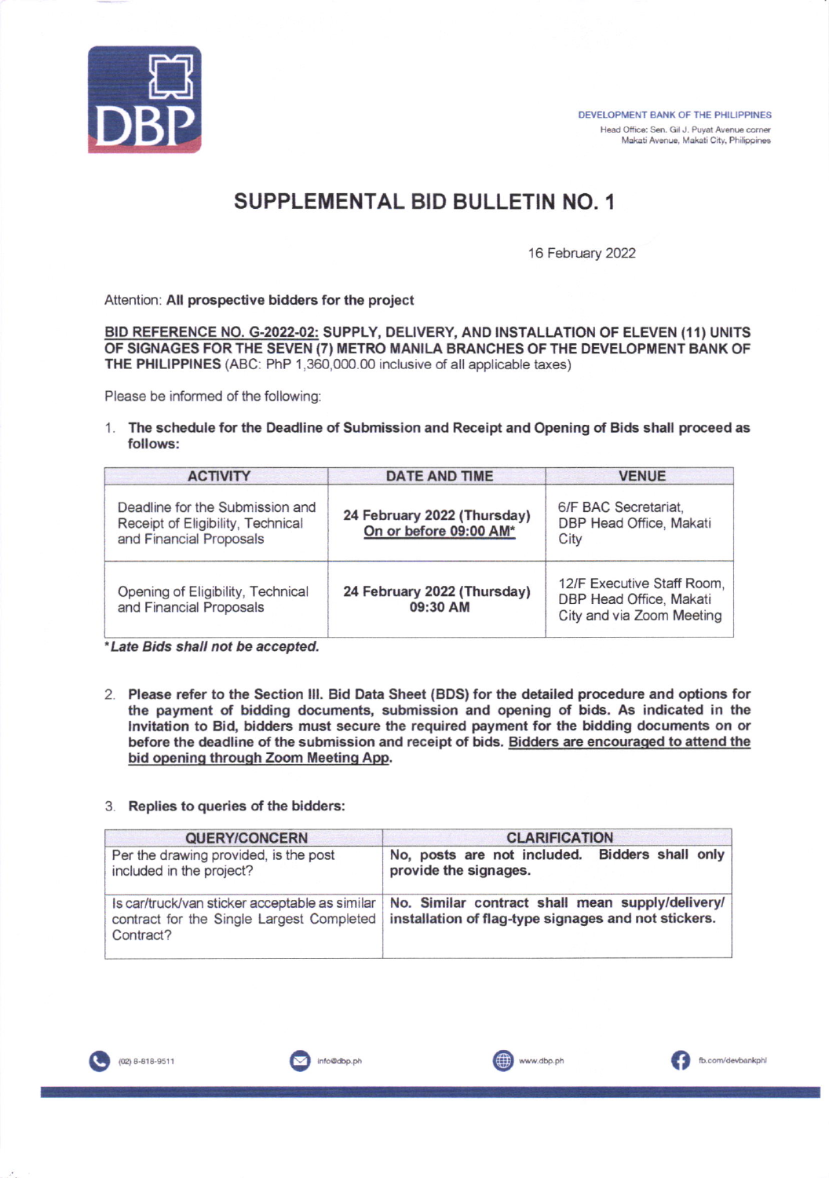DEVELOPMENT BANK OF THE PHILIPPINES
Head Office: Sen. Gil J. Puyat Avenue corner Makati Avenue, Makati City, Philippines

# SUPPLEMENTAL BID BULLETIN NO. 1

16 February 2022

Attention: **All prospective bidders for the project**

**<u>BID REFERENCE NO. G-2022-02:</u> SUPPLY, DELIVERY, AND INSTALLATION OF ELEVEN (11) UNITS OF SIGNAGES FOR THE SEVEN (7) METRO MANILA BRANCHES OF THE DEVELOPMENT BANK OF THE PHILIPPINES** (ABC: PhP 1,360,000.00 inclusive of all applicable taxes)

Please be informed of the following:

1. **The schedule for the Deadline of Submission and Receipt and Opening of Bids shall proceed as follows:**

| ACTIVITY | DATE AND TIME | VENUE |
|---|---|---|
| Deadline for the Submission and Receipt of Eligibility, Technical and Financial Proposals | **24 February 2022 (Thursday)** **<u>On or before 09:00 AM*</u>** | 6/F BAC Secretariat, DBP Head Office, Makati City |
| Opening of Eligibility, Technical and Financial Proposals | **24 February 2022 (Thursday) 09:30 AM** | 12/F Executive Staff Room, DBP Head Office, Makati City and via Zoom Meeting |

***Late Bids shall not be accepted.***

2. **Please refer to the Section III. Bid Data Sheet (BDS) for the detailed procedure and options for the payment of bidding documents, submission and opening of bids. As indicated in the Invitation to Bid, bidders must secure the required payment for the bidding documents on or before the deadline of the submission and receipt of bids. <u>Bidders are encouraged to attend the bid opening through Zoom Meeting App</u>.**

3. **Replies to queries of the bidders:**

| QUERY/CONCERN | CLARIFICATION |
|---|---|
| Per the drawing provided, is the post included in the project? | **No, posts are not included. Bidders shall only provide the signages.** |
| Is car/truck/van sticker acceptable as similar contract for the Single Largest Completed Contract? | **No. Similar contract shall mean supply/delivery/installation of flag-type signages and not stickers.** |

(02) 8-818-9511 | info@dbp.ph | www.dbp.ph | fb.com/devbankphl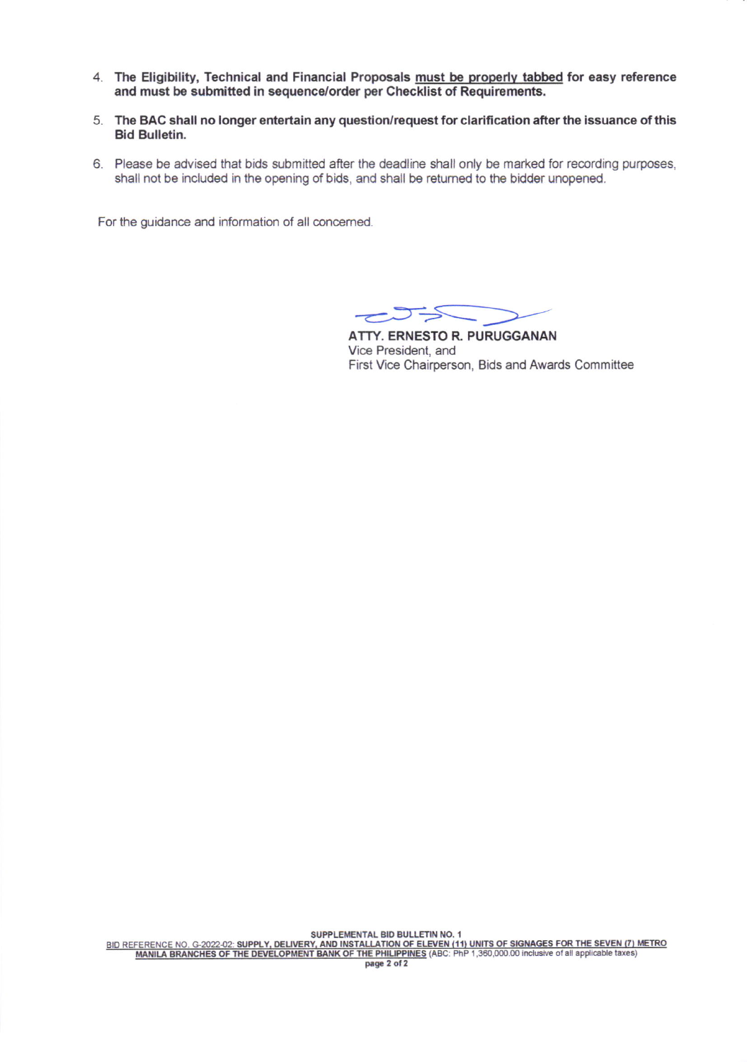4. **The Eligibility, Technical and Financial Proposals <u>must be properly tabbed</u> for easy reference and must be submitted in sequence/order per Checklist of Requirements.**

5. **The BAC shall no longer entertain any question/request for clarification after the issuance of this Bid Bulletin.**

6. Please be advised that bids submitted after the deadline shall only be marked for recording purposes, shall not be included in the opening of bids, and shall be returned to the bidder unopened.

For the guidance and information of all concerned.

**ATTY. ERNESTO R. PURUGGANAN**
Vice President, and
First Vice Chairperson, Bids and Awards Committee

**SUPPLEMENTAL BID BULLETIN NO. 1**
BID REFERENCE NO. G-2022-02: **SUPPLY, DELIVERY, AND INSTALLATION OF ELEVEN (11) UNITS OF SIGNAGES FOR THE SEVEN (7) METRO MANILA BRANCHES OF THE DEVELOPMENT BANK OF THE PHILIPPINES** (ABC: PhP 1,380,000.00 inclusive of all applicable taxes)